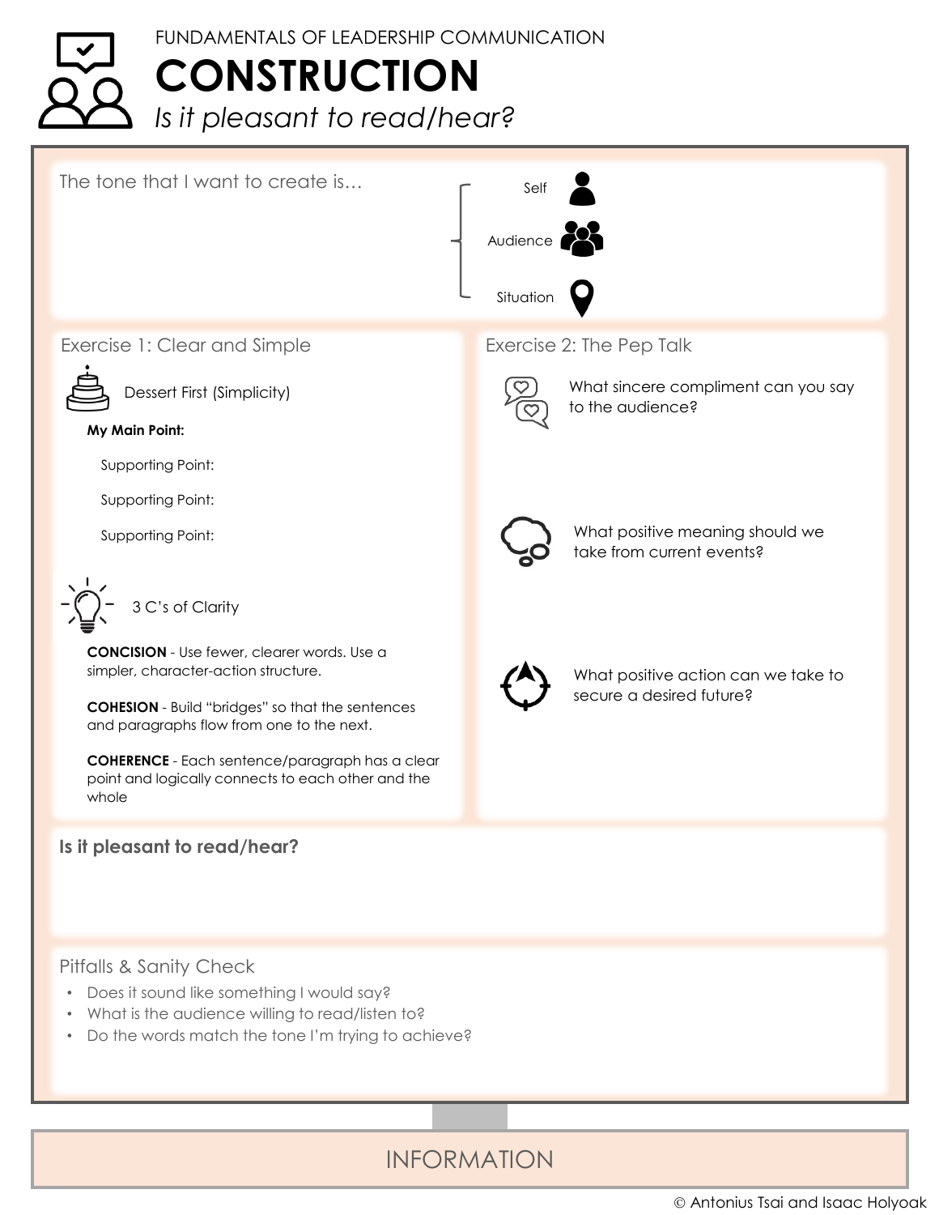FUNDAMENTALS OF LEADERSHIP COMMUNICATION

# CONSTRUCTION

*Is it pleasant to read/hear?*

The tone that I want to create is…

- Self
- Audience
- Situation

## Exercise 1: Clear and Simple

Dessert First (Simplicity)

**My Main Point:**

Supporting Point:

Supporting Point:

Supporting Point:

3 C's of Clarity

**CONCISION** - Use fewer, clearer words. Use a simpler, character-action structure.

**COHESION** - Build "bridges" so that the sentences and paragraphs flow from one to the next.

**COHERENCE** - Each sentence/paragraph has a clear point and logically connects to each other and the whole

## Exercise 2: The Pep Talk

What sincere compliment can you say to the audience?

What positive meaning should we take from current events?

What positive action can we take to secure a desired future?

**Is it pleasant to read/hear?**

## Pitfalls & Sanity Check

- Does it sound like something I would say?
- What is the audience willing to read/listen to?
- Do the words match the tone I'm trying to achieve?

INFORMATION

© Antonius Tsai and Isaac Holyoak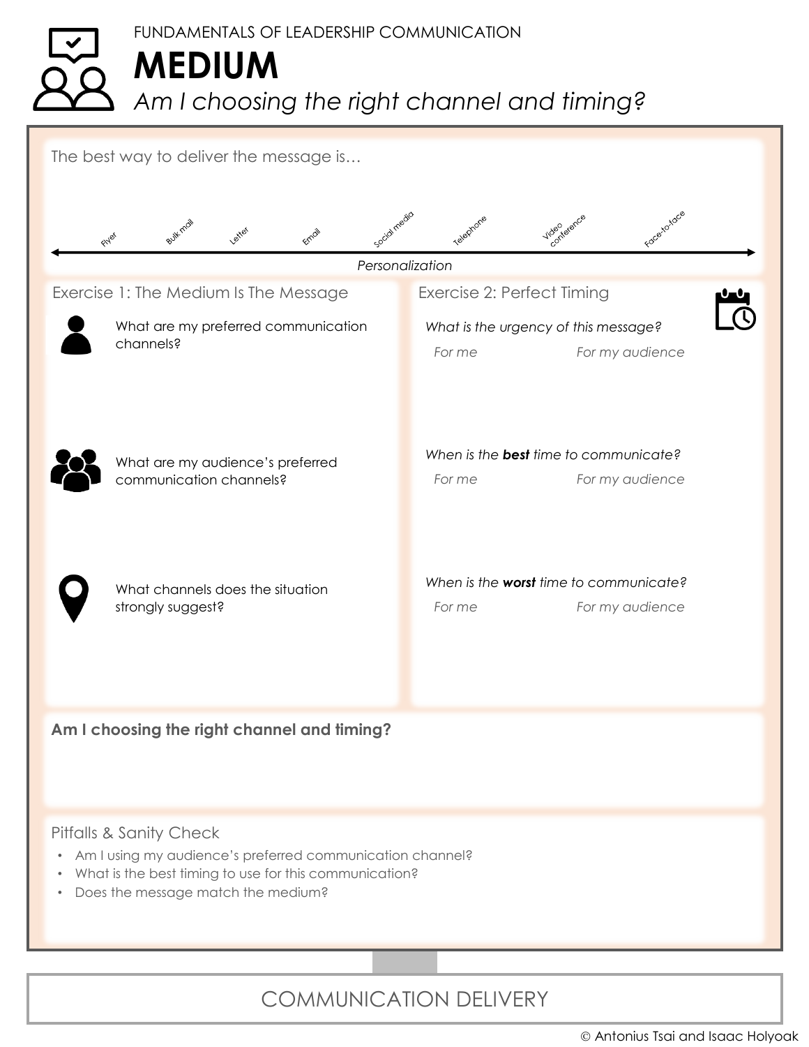FUNDAMENTALS OF LEADERSHIP COMMUNICATION

# MEDIUM

*Am I choosing the right channel and timing?*

The best way to deliver the message is…

Flyer — Bulk mail — Letter — Email — Social media — Telephone — Video conference — Face-to-face

*Personalization*

## Exercise 1: The Medium Is The Message

What are my preferred communication channels?

What are my audience's preferred communication channels?

What channels does the situation strongly suggest?

## Exercise 2: Perfect Timing

*What is the urgency of this message?*

*For me* | *For my audience*

*When is the **best** time to communicate?*

*For me* | *For my audience*

*When is the **worst** time to communicate?*

*For me* | *For my audience*

**Am I choosing the right channel and timing?**

## Pitfalls & Sanity Check

- Am I using my audience's preferred communication channel?
- What is the best timing to use for this communication?
- Does the message match the medium?

COMMUNICATION DELIVERY

© Antonius Tsai and Isaac Holyoak